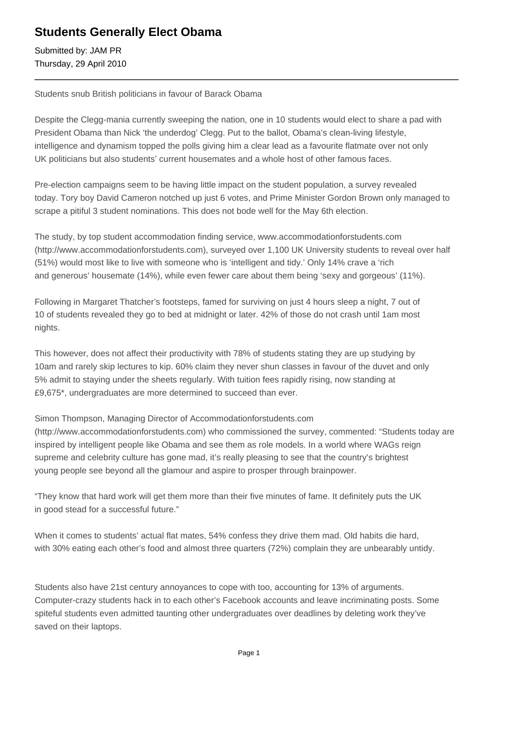# Students Generally Elect Obama

Submitted by: JAM PR
Thursday, 29 April 2010

---

Students snub British politicians in favour of Barack Obama

Despite the Clegg-mania currently sweeping the nation, one in 10 students would elect to share a pad with President Obama than Nick 'the underdog' Clegg. Put to the ballot, Obama's clean-living lifestyle, intelligence and dynamism topped the polls giving him a clear lead as a favourite flatmate over not only UK politicians but also students' current housemates and a whole host of other famous faces.

Pre-election campaigns seem to be having little impact on the student population, a survey revealed today. Tory boy David Cameron notched up just 6 votes, and Prime Minister Gordon Brown only managed to scrape a pitiful 3 student nominations. This does not bode well for the May 6th election.

The study, by top student accommodation finding service, www.accommodationforstudents.com (http://www.accommodationforstudents.com), surveyed over 1,100 UK University students to reveal over half (51%) would most like to live with someone who is 'intelligent and tidy.' Only 14% crave a 'rich and generous' housemate (14%), while even fewer care about them being 'sexy and gorgeous' (11%).

Following in Margaret Thatcher's footsteps, famed for surviving on just 4 hours sleep a night, 7 out of 10 of students revealed they go to bed at midnight or later. 42% of those do not crash until 1am most nights.

This however, does not affect their productivity with 78% of students stating they are up studying by 10am and rarely skip lectures to kip. 60% claim they never shun classes in favour of the duvet and only 5% admit to staying under the sheets regularly. With tuition fees rapidly rising, now standing at £9,675*, undergraduates are more determined to succeed than ever.

Simon Thompson, Managing Director of Accommodationforstudents.com (http://www.accommodationforstudents.com) who commissioned the survey, commented: "Students today are inspired by intelligent people like Obama and see them as role models. In a world where WAGs reign supreme and celebrity culture has gone mad, it's really pleasing to see that the country's brightest young people see beyond all the glamour and aspire to prosper through brainpower.

"They know that hard work will get them more than their five minutes of fame. It definitely puts the UK in good stead for a successful future."

When it comes to students' actual flat mates, 54% confess they drive them mad. Old habits die hard, with 30% eating each other's food and almost three quarters (72%) complain they are unbearably untidy.

Students also have 21st century annoyances to cope with too, accounting for 13% of arguments. Computer-crazy students hack in to each other's Facebook accounts and leave incriminating posts. Some spiteful students even admitted taunting other undergraduates over deadlines by deleting work they've saved on their laptops.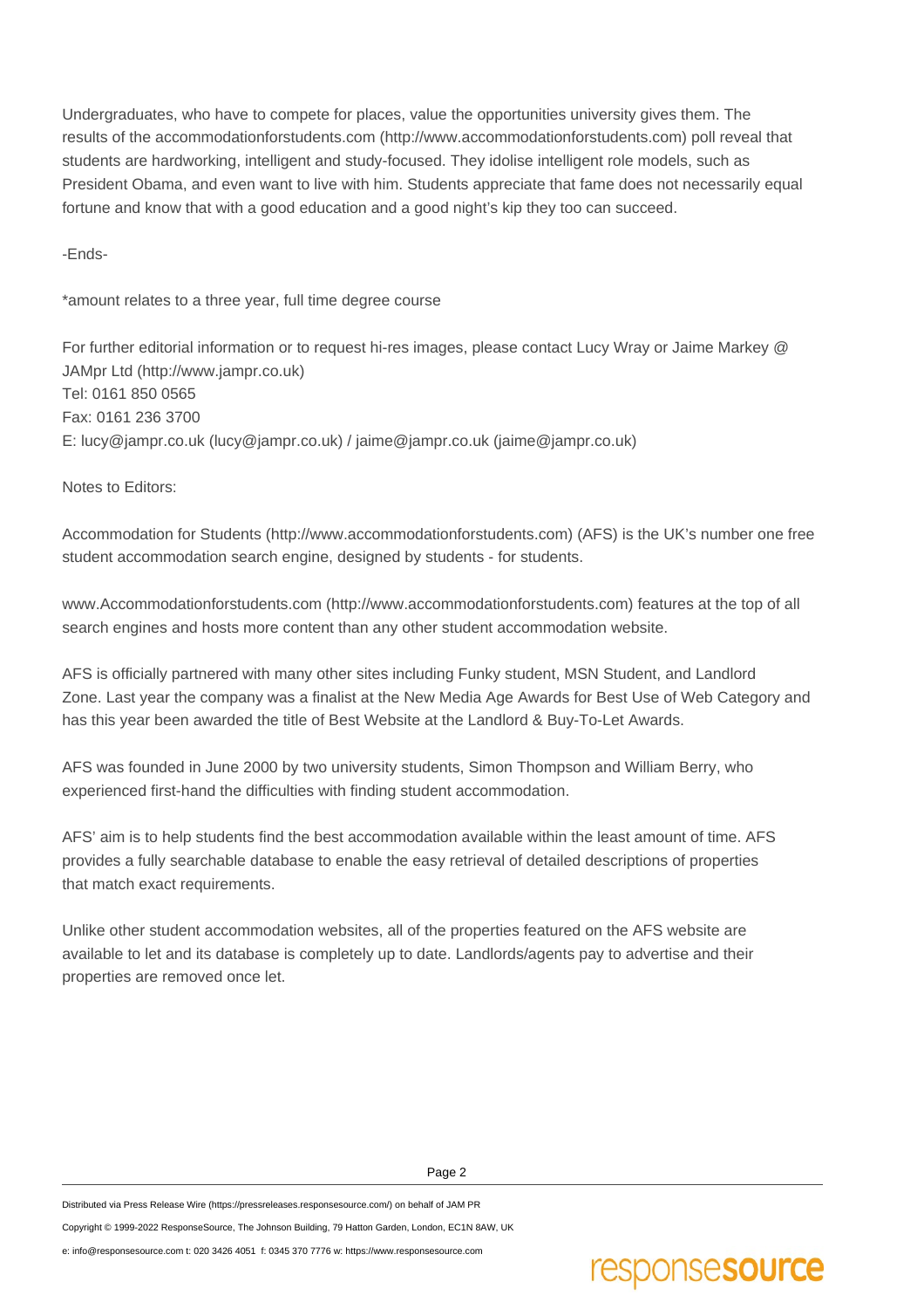Undergraduates, who have to compete for places, value the opportunities university gives them. The results of the accommodationforstudents.com (http://www.accommodationforstudents.com) poll reveal that students are hardworking, intelligent and study-focused. They idolise intelligent role models, such as President Obama, and even want to live with him. Students appreciate that fame does not necessarily equal fortune and know that with a good education and a good night's kip they too can succeed.

-Ends-

*amount relates to a three year, full time degree course

For further editorial information or to request hi-res images, please contact Lucy Wray or Jaime Markey @ JAMpr Ltd (http://www.jampr.co.uk)
Tel: 0161 850 0565
Fax: 0161 236 3700
E: lucy@jampr.co.uk (lucy@jampr.co.uk) / jaime@jampr.co.uk (jaime@jampr.co.uk)

Notes to Editors:

Accommodation for Students (http://www.accommodationforstudents.com) (AFS) is the UK's number one free student accommodation search engine, designed by students - for students.

www.Accommodationforstudents.com (http://www.accommodationforstudents.com) features at the top of all search engines and hosts more content than any other student accommodation website.

AFS is officially partnered with many other sites including Funky student, MSN Student, and Landlord Zone. Last year the company was a finalist at the New Media Age Awards for Best Use of Web Category and has this year been awarded the title of Best Website at the Landlord & Buy-To-Let Awards.

AFS was founded in June 2000 by two university students, Simon Thompson and William Berry, who experienced first-hand the difficulties with finding student accommodation.

AFS' aim is to help students find the best accommodation available within the least amount of time. AFS provides a fully searchable database to enable the easy retrieval of detailed descriptions of properties that match exact requirements.

Unlike other student accommodation websites, all of the properties featured on the AFS website are available to let and its database is completely up to date. Landlords/agents pay to advertise and their properties are removed once let.